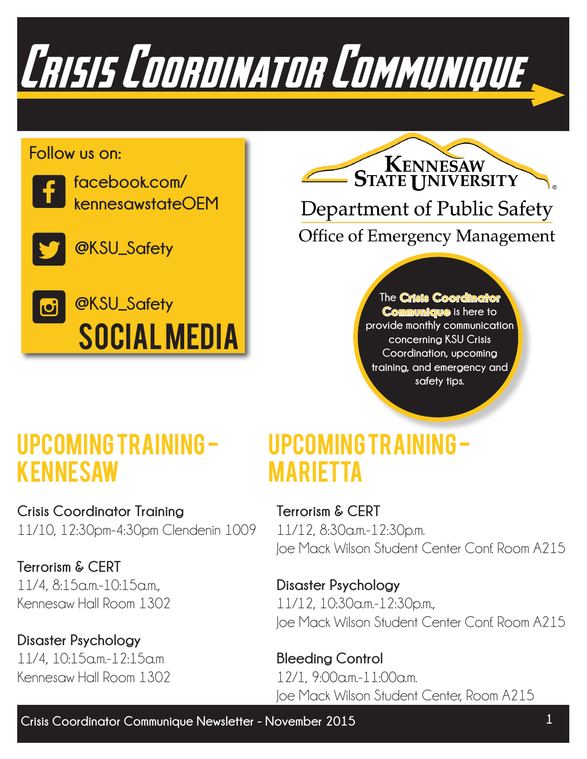# Crisis Coordinator Communique

**Follow us on:**

- facebook.com/kennesawstateOEM
- @KSU_Safety
- @KSU_Safety

**SOCIAL MEDIA**

Kennesaw State University

Department of Public Safety

Office of Emergency Management

The **Crisis Coordinator Communique** is here to provide monthly communication concerning KSU Crisis Coordination, upcoming training, and emergency and safety tips.

## Upcoming Training - Kennesaw

**Crisis Coordinator Training**
11/10, 12:30pm-4:30pm Clendenin 1009

**Terrorism & CERT**
11/4, 8:15a.m.-10:15a.m.,
Kennesaw Hall Room 1302

**Disaster Psychology**
11/4, 10:15a.m.-12:15a.m
Kennesaw Hall Room 1302

## Upcoming Training - Marietta

**Terrorism & CERT**
11/12, 8:30a.m.-12:30p.m.
Joe Mack Wilson Student Center Conf. Room A215

**Disaster Psychology**
11/12, 10:30a.m.-12:30p.m.,
Joe Mack Wilson Student Center Conf. Room A215

**Bleeding Control**
12/1, 9:00a.m.-11:00a.m.
Joe Mack Wilson Student Center, Room A215

Crisis Coordinator Communique Newsletter - November 2015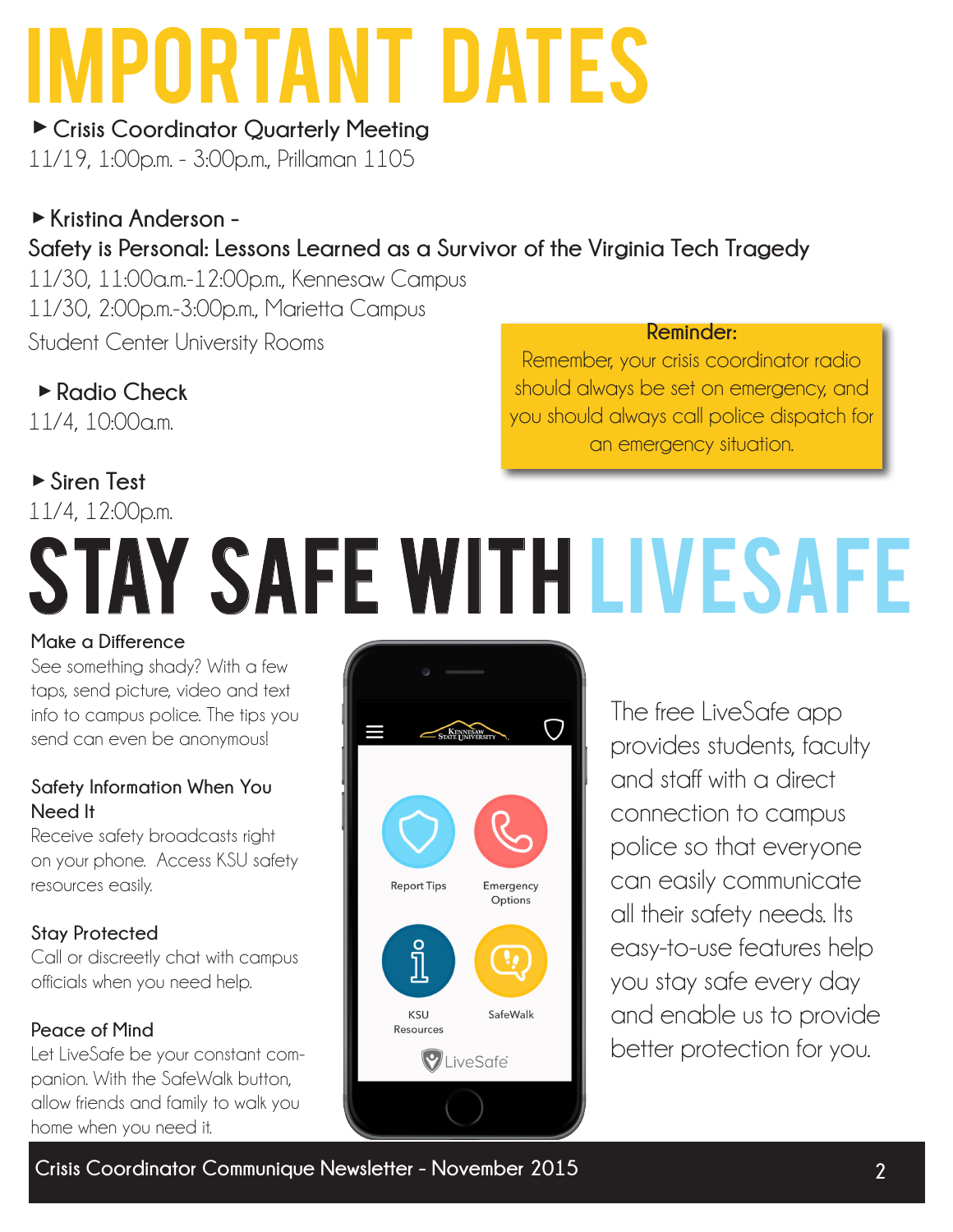# IMPORTANT DATES

► **Crisis Coordinator Quarterly Meeting**
11/19, 1:00p.m. - 3:00p.m., Prillaman 1105

► **Kristina Anderson -**
**Safety is Personal: Lessons Learned as a Survivor of the Virginia Tech Tragedy**
11/30, 11:00a.m.-12:00p.m., Kennesaw Campus
11/30, 2:00p.m.-3:00p.m., Marietta Campus
Student Center University Rooms

► **Radio Check**
11/4, 10:00a.m.

► **Siren Test**
11/4, 12:00p.m.

**Reminder:**
Remember, your crisis coordinator radio should always be set on emergency, and you should always call police dispatch for an emergency situation.

# STAY SAFE WITH LIVESAFE

**Make a Difference**
See something shady? With a few taps, send picture, video and text info to campus police. The tips you send can even be anonymous!

**Safety Information When You Need It**
Receive safety broadcasts right on your phone. Access KSU safety resources easily.

**Stay Protected**
Call or discreetly chat with campus officials when you need help.

**Peace of Mind**
Let LiveSafe be your constant companion. With the SafeWalk button, allow friends and family to walk you home when you need it.

Report Tips | Emergency Options | KSU Resources | SafeWalk | LiveSafe

The free LiveSafe app provides students, faculty and staff with a direct connection to campus police so that everyone can easily communicate all their safety needs. Its easy-to-use features help you stay safe every day and enable us to provide better protection for you.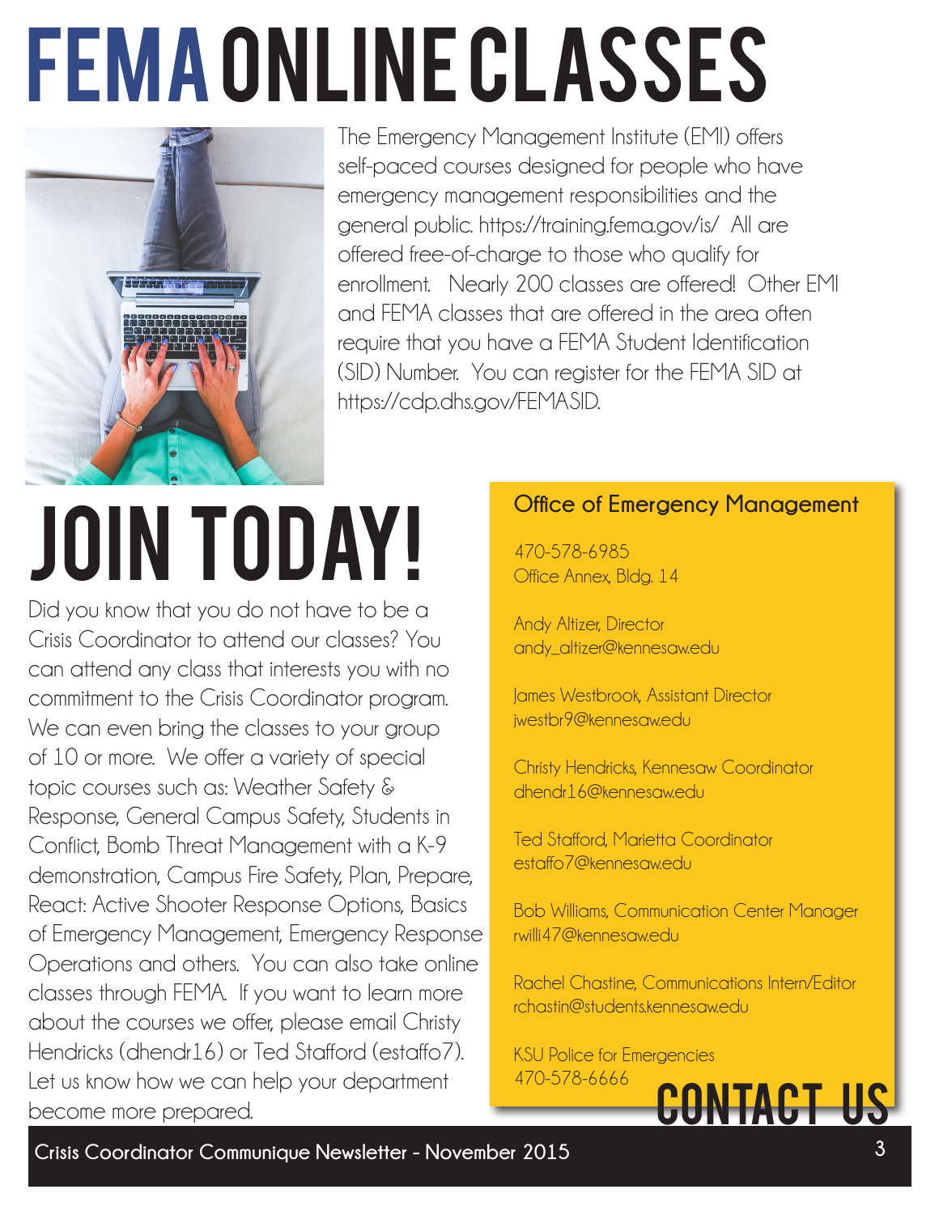# FEMA ONLINE CLASSES

The Emergency Management Institute (EMI) offers self-paced courses designed for people who have emergency management responsibilities and the general public. https://training.fema.gov/is/ All are offered free-of-charge to those who qualify for enrollment. Nearly 200 classes are offered! Other EMI and FEMA classes that are offered in the area often require that you have a FEMA Student Identification (SID) Number. You can register for the FEMA SID at https://cdp.dhs.gov/FEMASID.

# JOIN TODAY!

Did you know that you do not have to be a Crisis Coordinator to attend our classes? You can attend any class that interests you with no commitment to the Crisis Coordinator program. We can even bring the classes to your group of 10 or more. We offer a variety of special topic courses such as: Weather Safety & Response, General Campus Safety, Students in Conflict, Bomb Threat Management with a K-9 demonstration, Campus Fire Safety, Plan, Prepare, React: Active Shooter Response Options, Basics of Emergency Management, Emergency Response Operations and others. You can also take online classes through FEMA. If you want to learn more about the courses we offer, please email Christy Hendricks (dhendr16) or Ted Stafford (estaffo7). Let us know how we can help your department become more prepared.

## CONTACT US

**Office of Emergency Management**

470-578-6985
Office Annex, Bldg. 14

Andy Altizer, Director
andy_altizer@kennesaw.edu

James Westbrook, Assistant Director
jwestbr9@kennesaw.edu

Christy Hendricks, Kennesaw Coordinator
dhendr16@kennesaw.edu

Ted Stafford, Marietta Coordinator
estaffo7@kennesaw.edu

Bob Williams, Communication Center Manager
rwilli47@kennesaw.edu

Rachel Chastine, Communications Intern/Editor
rchastin@students.kennesaw.edu

KSU Police for Emergencies
470-578-6666